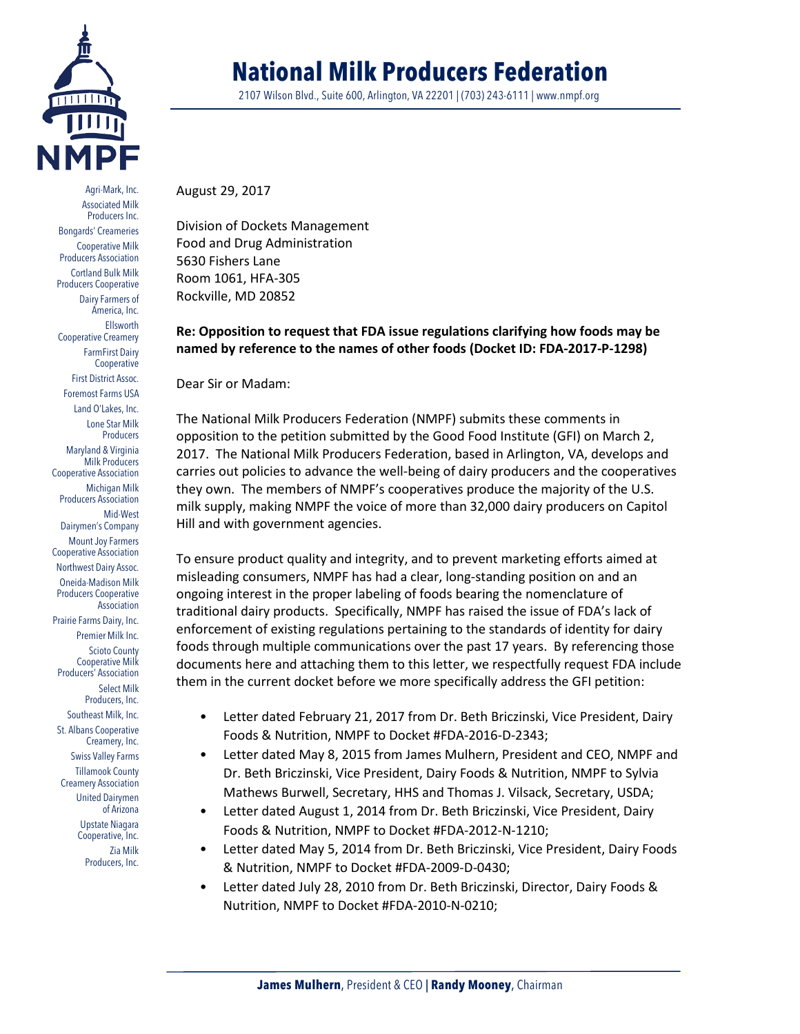# National Milk Producers Federation

2107 Wilson Blvd., Suite 600, Arlington, VA 22201 | (703) 243-6111 | www.nmpf.org

Agri-Mark, Inc.
Associated Milk Producers Inc.
Bongards' Creameries
Cooperative Milk Producers Association
Cortland Bulk Milk Producers Cooperative
Dairy Farmers of America, Inc.
Ellsworth Cooperative Creamery
FarmFirst Dairy Cooperative
First District Assoc.
Foremost Farms USA
Land O'Lakes, Inc.
Lone Star Milk Producers
Maryland & Virginia Milk Producers Cooperative Association
Michigan Milk Producers Association
Mid-West Dairymen's Company
Mount Joy Farmers Cooperative Association
Northwest Dairy Assoc.
Oneida-Madison Milk Producers Cooperative Association
Prairie Farms Dairy, Inc.
Premier Milk Inc.
Scioto County Cooperative Milk Producers' Association
Select Milk Producers, Inc.
Southeast Milk, Inc.
St. Albans Cooperative Creamery, Inc.
Swiss Valley Farms
Tillamook County Creamery Association
United Dairymen of Arizona
Upstate Niagara Cooperative, Inc.
Zia Milk Producers, Inc.

August 29, 2017

Division of Dockets Management
Food and Drug Administration
5630 Fishers Lane
Room 1061, HFA-305
Rockville, MD 20852

**Re: Opposition to request that FDA issue regulations clarifying how foods may be named by reference to the names of other foods (Docket ID: FDA-2017-P-1298)**

Dear Sir or Madam:

The National Milk Producers Federation (NMPF) submits these comments in opposition to the petition submitted by the Good Food Institute (GFI) on March 2, 2017. The National Milk Producers Federation, based in Arlington, VA, develops and carries out policies to advance the well-being of dairy producers and the cooperatives they own. The members of NMPF's cooperatives produce the majority of the U.S. milk supply, making NMPF the voice of more than 32,000 dairy producers on Capitol Hill and with government agencies.

To ensure product quality and integrity, and to prevent marketing efforts aimed at misleading consumers, NMPF has had a clear, long-standing position on and an ongoing interest in the proper labeling of foods bearing the nomenclature of traditional dairy products. Specifically, NMPF has raised the issue of FDA's lack of enforcement of existing regulations pertaining to the standards of identity for dairy foods through multiple communications over the past 17 years. By referencing those documents here and attaching them to this letter, we respectfully request FDA include them in the current docket before we more specifically address the GFI petition:

- Letter dated February 21, 2017 from Dr. Beth Briczinski, Vice President, Dairy Foods & Nutrition, NMPF to Docket #FDA-2016-D-2343;
- Letter dated May 8, 2015 from James Mulhern, President and CEO, NMPF and Dr. Beth Briczinski, Vice President, Dairy Foods & Nutrition, NMPF to Sylvia Mathews Burwell, Secretary, HHS and Thomas J. Vilsack, Secretary, USDA;
- Letter dated August 1, 2014 from Dr. Beth Briczinski, Vice President, Dairy Foods & Nutrition, NMPF to Docket #FDA-2012-N-1210;
- Letter dated May 5, 2014 from Dr. Beth Briczinski, Vice President, Dairy Foods & Nutrition, NMPF to Docket #FDA-2009-D-0430;
- Letter dated July 28, 2010 from Dr. Beth Briczinski, Director, Dairy Foods & Nutrition, NMPF to Docket #FDA-2010-N-0210;

**James Mulhern**, President & CEO | **Randy Mooney**, Chairman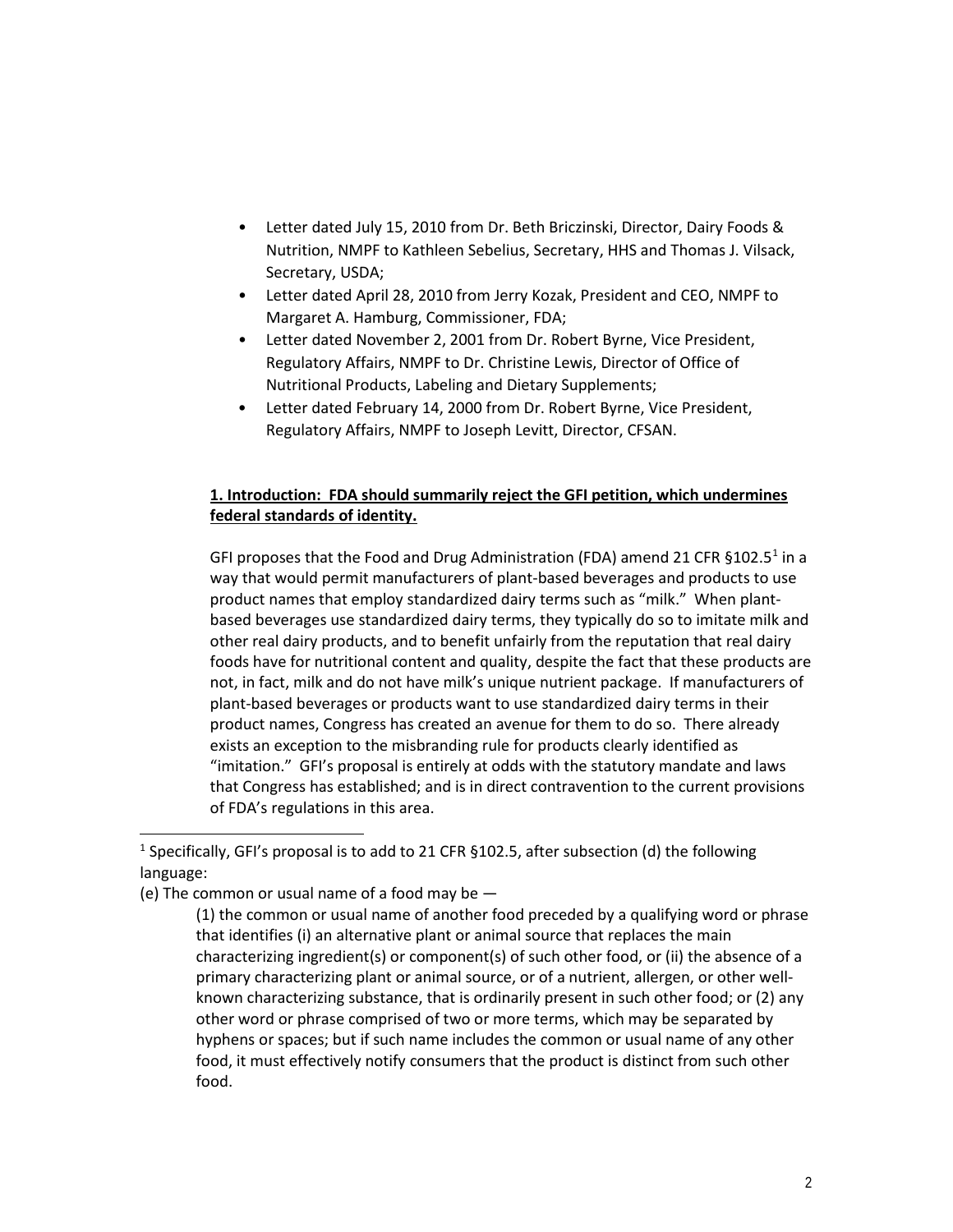- Letter dated July 15, 2010 from Dr. Beth Briczinski, Director, Dairy Foods & Nutrition, NMPF to Kathleen Sebelius, Secretary, HHS and Thomas J. Vilsack, Secretary, USDA;
- Letter dated April 28, 2010 from Jerry Kozak, President and CEO, NMPF to Margaret A. Hamburg, Commissioner, FDA;
- Letter dated November 2, 2001 from Dr. Robert Byrne, Vice President, Regulatory Affairs, NMPF to Dr. Christine Lewis, Director of Office of Nutritional Products, Labeling and Dietary Supplements;
- Letter dated February 14, 2000 from Dr. Robert Byrne, Vice President, Regulatory Affairs, NMPF to Joseph Levitt, Director, CFSAN.

**1. Introduction: FDA should summarily reject the GFI petition, which undermines federal standards of identity.**

GFI proposes that the Food and Drug Administration (FDA) amend 21 CFR §102.5[1] in a way that would permit manufacturers of plant-based beverages and products to use product names that employ standardized dairy terms such as "milk." When plant-based beverages use standardized dairy terms, they typically do so to imitate milk and other real dairy products, and to benefit unfairly from the reputation that real dairy foods have for nutritional content and quality, despite the fact that these products are not, in fact, milk and do not have milk's unique nutrient package. If manufacturers of plant-based beverages or products want to use standardized dairy terms in their product names, Congress has created an avenue for them to do so. There already exists an exception to the misbranding rule for products clearly identified as "imitation." GFI's proposal is entirely at odds with the statutory mandate and laws that Congress has established; and is in direct contravention to the current provisions of FDA's regulations in this area.

---

[1] Specifically, GFI's proposal is to add to 21 CFR §102.5, after subsection (d) the following language:

(e) The common or usual name of a food may be —

> (1) the common or usual name of another food preceded by a qualifying word or phrase that identifies (i) an alternative plant or animal source that replaces the main characterizing ingredient(s) or component(s) of such other food, or (ii) the absence of a primary characterizing plant or animal source, or of a nutrient, allergen, or other well-known characterizing substance, that is ordinarily present in such other food; or (2) any other word or phrase comprised of two or more terms, which may be separated by hyphens or spaces; but if such name includes the common or usual name of any other food, it must effectively notify consumers that the product is distinct from such other food.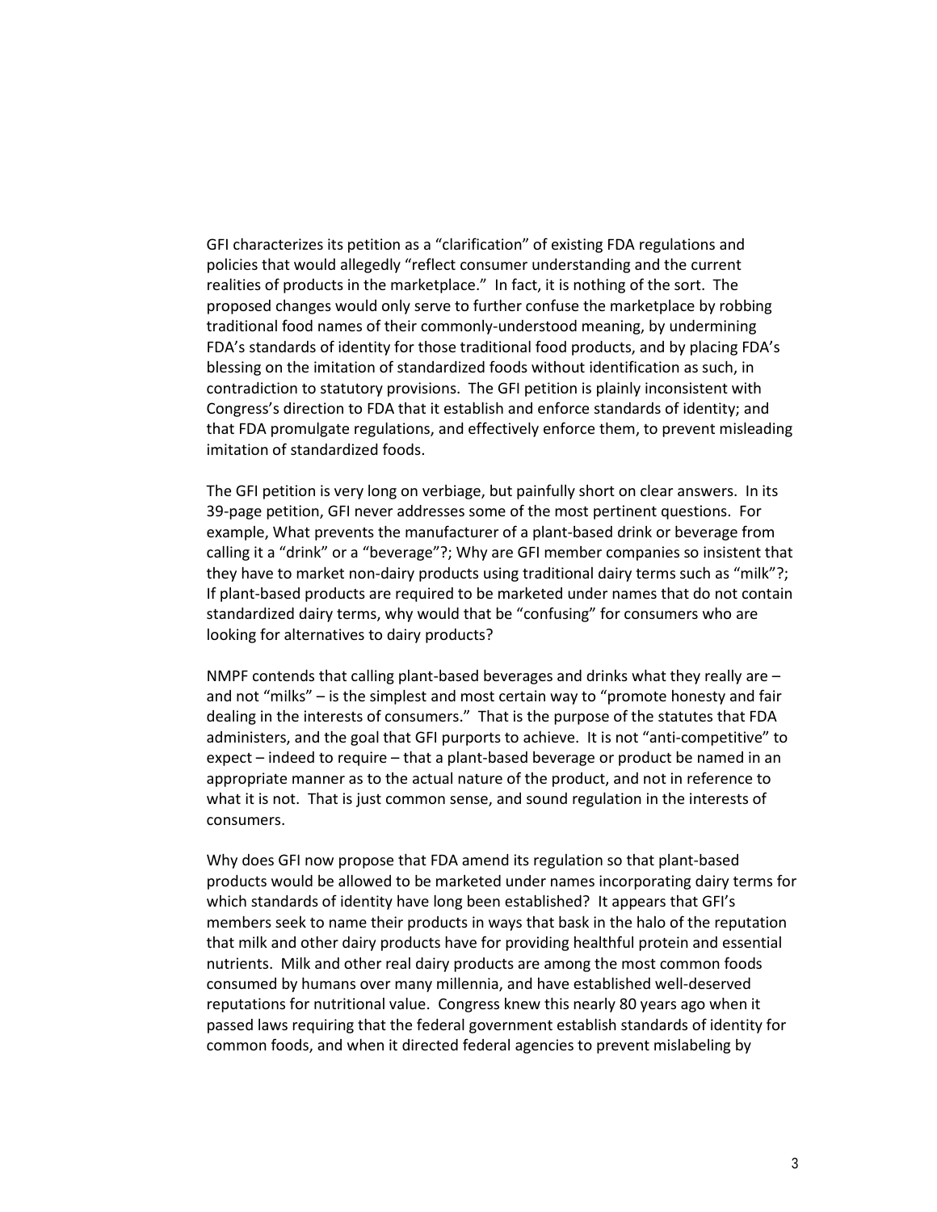GFI characterizes its petition as a "clarification" of existing FDA regulations and policies that would allegedly "reflect consumer understanding and the current realities of products in the marketplace." In fact, it is nothing of the sort. The proposed changes would only serve to further confuse the marketplace by robbing traditional food names of their commonly-understood meaning, by undermining FDA's standards of identity for those traditional food products, and by placing FDA's blessing on the imitation of standardized foods without identification as such, in contradiction to statutory provisions. The GFI petition is plainly inconsistent with Congress's direction to FDA that it establish and enforce standards of identity; and that FDA promulgate regulations, and effectively enforce them, to prevent misleading imitation of standardized foods.

The GFI petition is very long on verbiage, but painfully short on clear answers. In its 39-page petition, GFI never addresses some of the most pertinent questions. For example, What prevents the manufacturer of a plant-based drink or beverage from calling it a "drink" or a "beverage"?; Why are GFI member companies so insistent that they have to market non-dairy products using traditional dairy terms such as "milk"?; If plant-based products are required to be marketed under names that do not contain standardized dairy terms, why would that be "confusing" for consumers who are looking for alternatives to dairy products?

NMPF contends that calling plant-based beverages and drinks what they really are – and not "milks" – is the simplest and most certain way to "promote honesty and fair dealing in the interests of consumers." That is the purpose of the statutes that FDA administers, and the goal that GFI purports to achieve. It is not "anti-competitive" to expect – indeed to require – that a plant-based beverage or product be named in an appropriate manner as to the actual nature of the product, and not in reference to what it is not. That is just common sense, and sound regulation in the interests of consumers.

Why does GFI now propose that FDA amend its regulation so that plant-based products would be allowed to be marketed under names incorporating dairy terms for which standards of identity have long been established? It appears that GFI's members seek to name their products in ways that bask in the halo of the reputation that milk and other dairy products have for providing healthful protein and essential nutrients. Milk and other real dairy products are among the most common foods consumed by humans over many millennia, and have established well-deserved reputations for nutritional value. Congress knew this nearly 80 years ago when it passed laws requiring that the federal government establish standards of identity for common foods, and when it directed federal agencies to prevent mislabeling by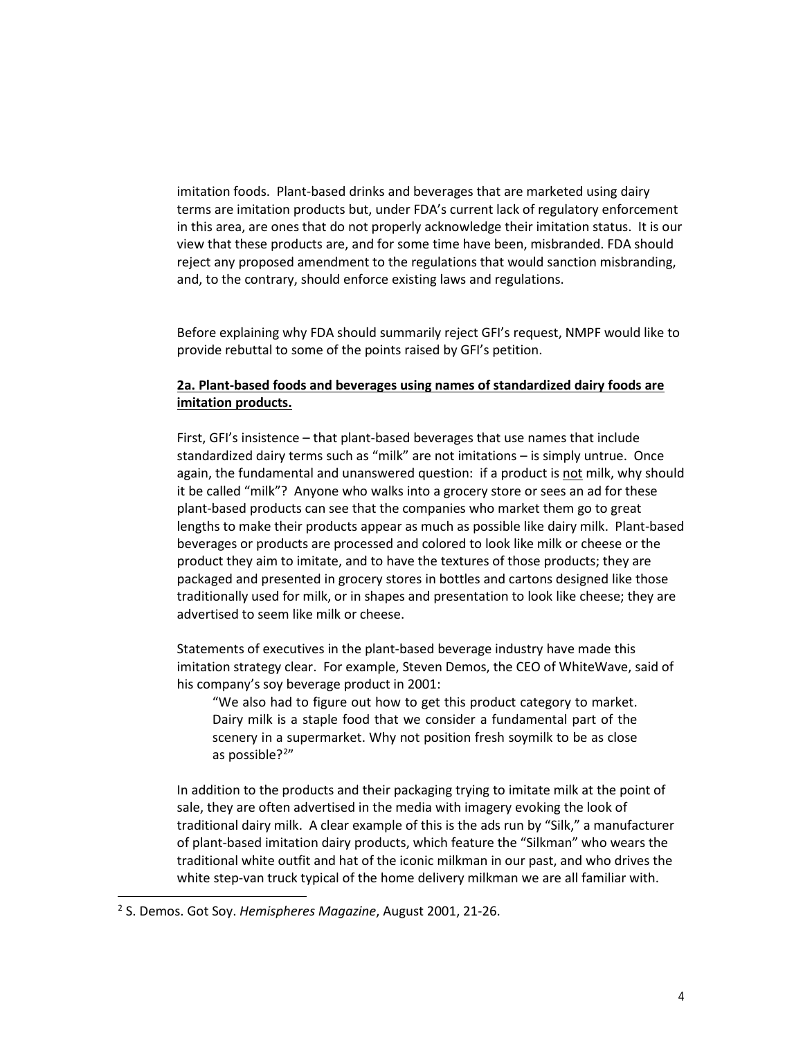imitation foods. Plant-based drinks and beverages that are marketed using dairy terms are imitation products but, under FDA's current lack of regulatory enforcement in this area, are ones that do not properly acknowledge their imitation status. It is our view that these products are, and for some time have been, misbranded. FDA should reject any proposed amendment to the regulations that would sanction misbranding, and, to the contrary, should enforce existing laws and regulations.

Before explaining why FDA should summarily reject GFI's request, NMPF would like to provide rebuttal to some of the points raised by GFI's petition.

**2a. Plant-based foods and beverages using names of standardized dairy foods are imitation products.**

First, GFI's insistence – that plant-based beverages that use names that include standardized dairy terms such as "milk" are not imitations – is simply untrue. Once again, the fundamental and unanswered question: if a product is not milk, why should it be called "milk"? Anyone who walks into a grocery store or sees an ad for these plant-based products can see that the companies who market them go to great lengths to make their products appear as much as possible like dairy milk. Plant-based beverages or products are processed and colored to look like milk or cheese or the product they aim to imitate, and to have the textures of those products; they are packaged and presented in grocery stores in bottles and cartons designed like those traditionally used for milk, or in shapes and presentation to look like cheese; they are advertised to seem like milk or cheese.

Statements of executives in the plant-based beverage industry have made this imitation strategy clear. For example, Steven Demos, the CEO of WhiteWave, said of his company's soy beverage product in 2001:

> "We also had to figure out how to get this product category to market. Dairy milk is a staple food that we consider a fundamental part of the scenery in a supermarket. Why not position fresh soymilk to be as close as possible?[2]"

In addition to the products and their packaging trying to imitate milk at the point of sale, they are often advertised in the media with imagery evoking the look of traditional dairy milk. A clear example of this is the ads run by "Silk," a manufacturer of plant-based imitation dairy products, which feature the "Silkman" who wears the traditional white outfit and hat of the iconic milkman in our past, and who drives the white step-van truck typical of the home delivery milkman we are all familiar with.

---

[2] S. Demos. Got Soy. *Hemispheres Magazine*, August 2001, 21-26.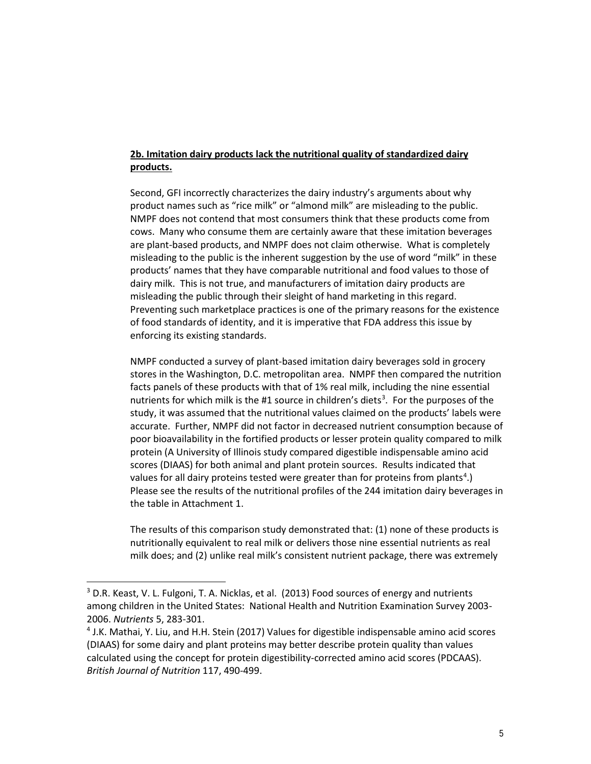**2b. Imitation dairy products lack the nutritional quality of standardized dairy products.**

Second, GFI incorrectly characterizes the dairy industry's arguments about why product names such as "rice milk" or "almond milk" are misleading to the public. NMPF does not contend that most consumers think that these products come from cows. Many who consume them are certainly aware that these imitation beverages are plant-based products, and NMPF does not claim otherwise. What is completely misleading to the public is the inherent suggestion by the use of word "milk" in these products' names that they have comparable nutritional and food values to those of dairy milk. This is not true, and manufacturers of imitation dairy products are misleading the public through their sleight of hand marketing in this regard. Preventing such marketplace practices is one of the primary reasons for the existence of food standards of identity, and it is imperative that FDA address this issue by enforcing its existing standards.

NMPF conducted a survey of plant-based imitation dairy beverages sold in grocery stores in the Washington, D.C. metropolitan area. NMPF then compared the nutrition facts panels of these products with that of 1% real milk, including the nine essential nutrients for which milk is the #1 source in children's diets[3]. For the purposes of the study, it was assumed that the nutritional values claimed on the products' labels were accurate. Further, NMPF did not factor in decreased nutrient consumption because of poor bioavailability in the fortified products or lesser protein quality compared to milk protein (A University of Illinois study compared digestible indispensable amino acid scores (DIAAS) for both animal and plant protein sources. Results indicated that values for all dairy proteins tested were greater than for proteins from plants[4].) Please see the results of the nutritional profiles of the 244 imitation dairy beverages in the table in Attachment 1.

The results of this comparison study demonstrated that: (1) none of these products is nutritionally equivalent to real milk or delivers those nine essential nutrients as real milk does; and (2) unlike real milk's consistent nutrient package, there was extremely

---

[3] D.R. Keast, V. L. Fulgoni, T. A. Nicklas, et al. (2013) Food sources of energy and nutrients among children in the United States: National Health and Nutrition Examination Survey 2003-2006. *Nutrients* 5, 283-301.

[4] J.K. Mathai, Y. Liu, and H.H. Stein (2017) Values for digestible indispensable amino acid scores (DIAAS) for some dairy and plant proteins may better describe protein quality than values calculated using the concept for protein digestibility-corrected amino acid scores (PDCAAS). *British Journal of Nutrition* 117, 490-499.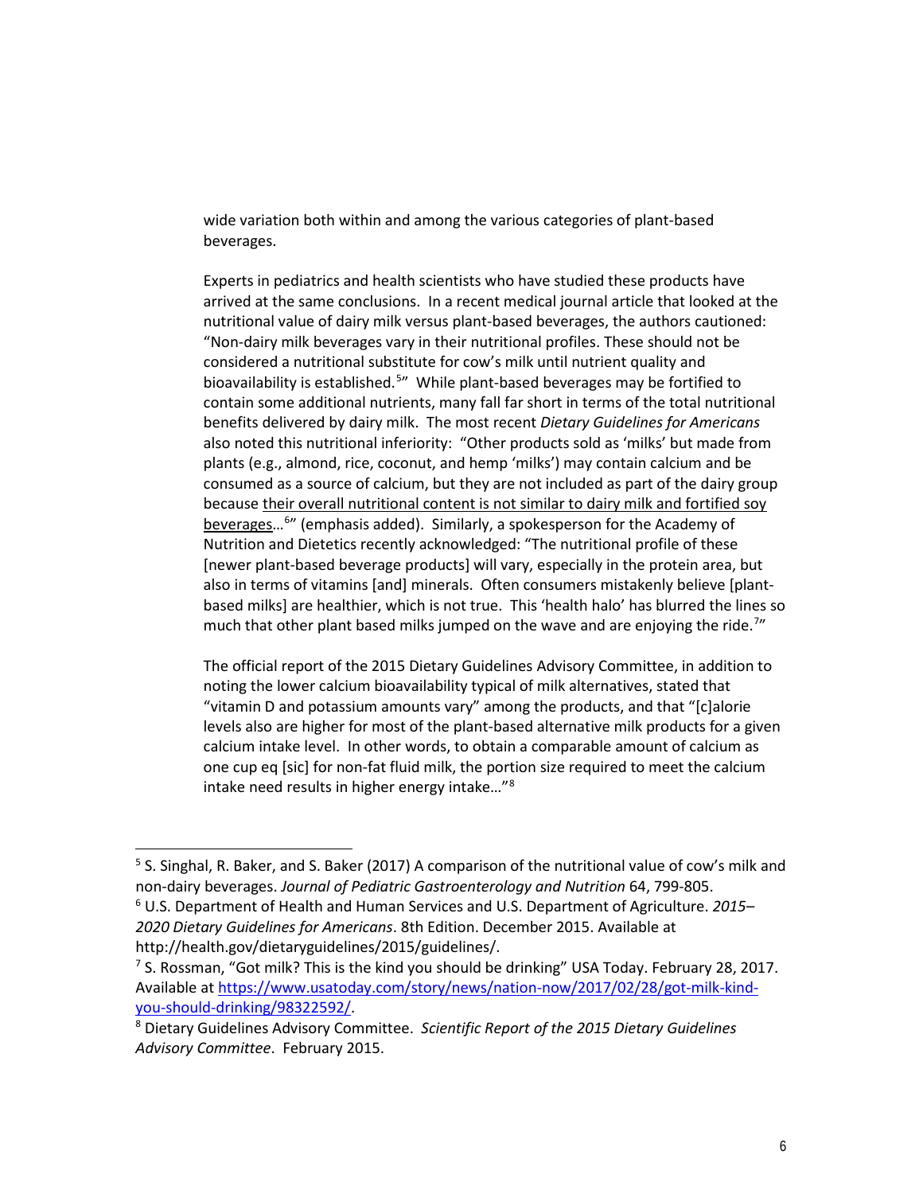wide variation both within and among the various categories of plant-based beverages.

Experts in pediatrics and health scientists who have studied these products have arrived at the same conclusions. In a recent medical journal article that looked at the nutritional value of dairy milk versus plant-based beverages, the authors cautioned: "Non-dairy milk beverages vary in their nutritional profiles. These should not be considered a nutritional substitute for cow's milk until nutrient quality and bioavailability is established.[5]" While plant-based beverages may be fortified to contain some additional nutrients, many fall far short in terms of the total nutritional benefits delivered by dairy milk. The most recent *Dietary Guidelines for Americans* also noted this nutritional inferiority: "Other products sold as 'milks' but made from plants (e.g., almond, rice, coconut, and hemp 'milks') may contain calcium and be consumed as a source of calcium, but they are not included as part of the dairy group because <u>their overall nutritional content is not similar to dairy milk and fortified soy beverages</u>…[6]" (emphasis added). Similarly, a spokesperson for the Academy of Nutrition and Dietetics recently acknowledged: "The nutritional profile of these [newer plant-based beverage products] will vary, especially in the protein area, but also in terms of vitamins [and] minerals. Often consumers mistakenly believe [plant-based milks] are healthier, which is not true. This 'health halo' has blurred the lines so much that other plant based milks jumped on the wave and are enjoying the ride.[7]"

The official report of the 2015 Dietary Guidelines Advisory Committee, in addition to noting the lower calcium bioavailability typical of milk alternatives, stated that "vitamin D and potassium amounts vary" among the products, and that "[c]alorie levels also are higher for most of the plant-based alternative milk products for a given calcium intake level. In other words, to obtain a comparable amount of calcium as one cup eq [sic] for non-fat fluid milk, the portion size required to meet the calcium intake need results in higher energy intake…"[8]

---

[5] S. Singhal, R. Baker, and S. Baker (2017) A comparison of the nutritional value of cow's milk and non-dairy beverages. *Journal of Pediatric Gastroenterology and Nutrition* 64, 799-805.

[6] U.S. Department of Health and Human Services and U.S. Department of Agriculture. *2015–2020 Dietary Guidelines for Americans*. 8th Edition. December 2015. Available at http://health.gov/dietaryguidelines/2015/guidelines/.

[7] S. Rossman, "Got milk? This is the kind you should be drinking" USA Today. February 28, 2017. Available at https://www.usatoday.com/story/news/nation-now/2017/02/28/got-milk-kind-you-should-drinking/98322592/.

[8] Dietary Guidelines Advisory Committee. *Scientific Report of the 2015 Dietary Guidelines Advisory Committee*. February 2015.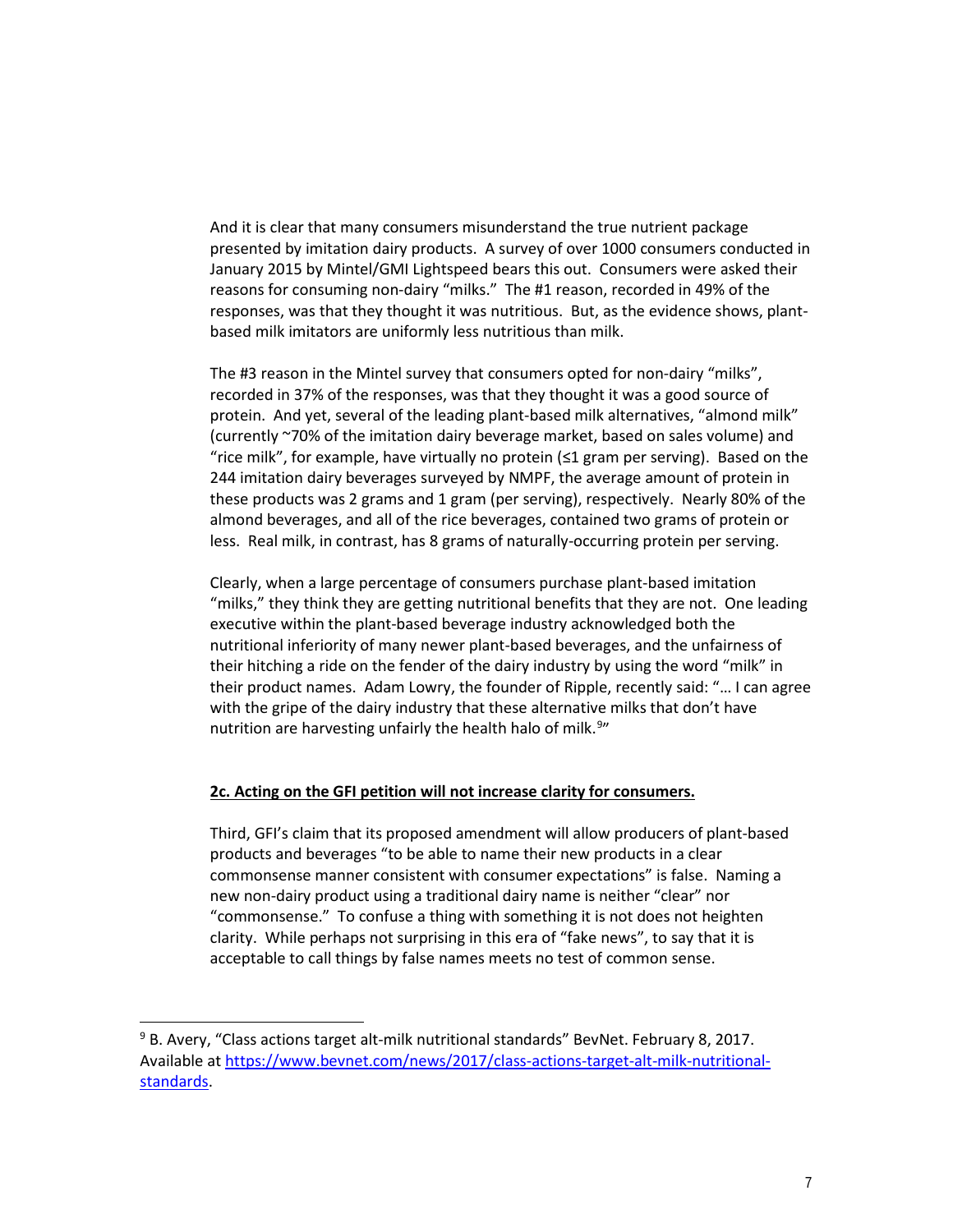And it is clear that many consumers misunderstand the true nutrient package presented by imitation dairy products. A survey of over 1000 consumers conducted in January 2015 by Mintel/GMI Lightspeed bears this out. Consumers were asked their reasons for consuming non-dairy "milks." The #1 reason, recorded in 49% of the responses, was that they thought it was nutritious. But, as the evidence shows, plant-based milk imitators are uniformly less nutritious than milk.

The #3 reason in the Mintel survey that consumers opted for non-dairy "milks", recorded in 37% of the responses, was that they thought it was a good source of protein. And yet, several of the leading plant-based milk alternatives, "almond milk" (currently ~70% of the imitation dairy beverage market, based on sales volume) and "rice milk", for example, have virtually no protein (≤1 gram per serving). Based on the 244 imitation dairy beverages surveyed by NMPF, the average amount of protein in these products was 2 grams and 1 gram (per serving), respectively. Nearly 80% of the almond beverages, and all of the rice beverages, contained two grams of protein or less. Real milk, in contrast, has 8 grams of naturally-occurring protein per serving.

Clearly, when a large percentage of consumers purchase plant-based imitation "milks," they think they are getting nutritional benefits that they are not. One leading executive within the plant-based beverage industry acknowledged both the nutritional inferiority of many newer plant-based beverages, and the unfairness of their hitching a ride on the fender of the dairy industry by using the word "milk" in their product names. Adam Lowry, the founder of Ripple, recently said: "… I can agree with the gripe of the dairy industry that these alternative milks that don't have nutrition are harvesting unfairly the health halo of milk.[9]"

**2c. Acting on the GFI petition will not increase clarity for consumers.**

Third, GFI's claim that its proposed amendment will allow producers of plant-based products and beverages "to be able to name their new products in a clear commonsense manner consistent with consumer expectations" is false. Naming a new non-dairy product using a traditional dairy name is neither "clear" nor "commonsense." To confuse a thing with something it is not does not heighten clarity. While perhaps not surprising in this era of "fake news", to say that it is acceptable to call things by false names meets no test of common sense.

---

[9] B. Avery, "Class actions target alt-milk nutritional standards" BevNet. February 8, 2017. Available at https://www.bevnet.com/news/2017/class-actions-target-alt-milk-nutritional-standards.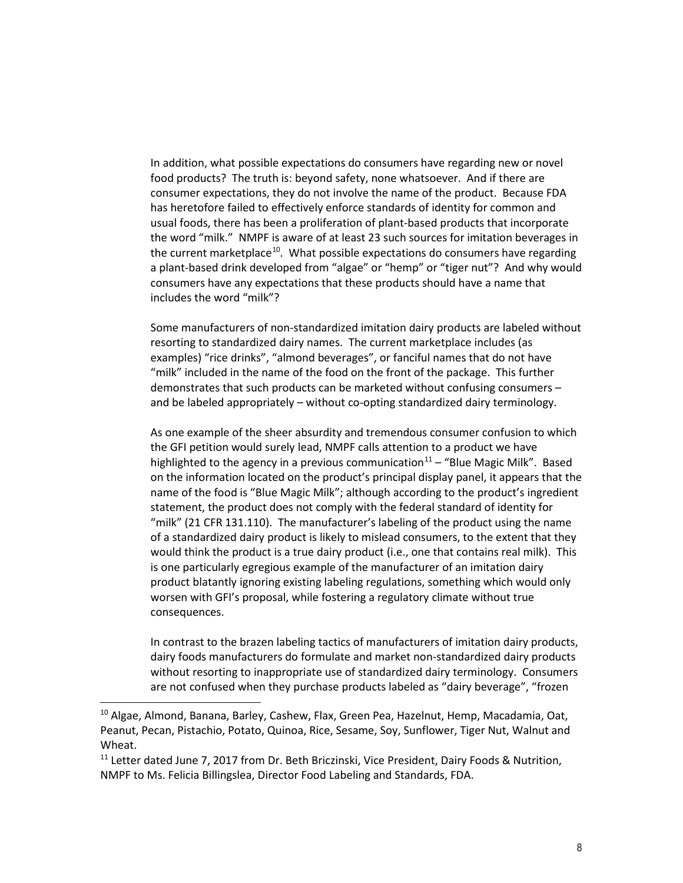In addition, what possible expectations do consumers have regarding new or novel food products? The truth is: beyond safety, none whatsoever. And if there are consumer expectations, they do not involve the name of the product. Because FDA has heretofore failed to effectively enforce standards of identity for common and usual foods, there has been a proliferation of plant-based products that incorporate the word "milk." NMPF is aware of at least 23 such sources for imitation beverages in the current marketplace[10]. What possible expectations do consumers have regarding a plant-based drink developed from "algae" or "hemp" or "tiger nut"? And why would consumers have any expectations that these products should have a name that includes the word "milk"?

Some manufacturers of non-standardized imitation dairy products are labeled without resorting to standardized dairy names. The current marketplace includes (as examples) "rice drinks", "almond beverages", or fanciful names that do not have "milk" included in the name of the food on the front of the package. This further demonstrates that such products can be marketed without confusing consumers – and be labeled appropriately – without co-opting standardized dairy terminology.

As one example of the sheer absurdity and tremendous consumer confusion to which the GFI petition would surely lead, NMPF calls attention to a product we have highlighted to the agency in a previous communication[11] – "Blue Magic Milk". Based on the information located on the product's principal display panel, it appears that the name of the food is "Blue Magic Milk"; although according to the product's ingredient statement, the product does not comply with the federal standard of identity for "milk" (21 CFR 131.110). The manufacturer's labeling of the product using the name of a standardized dairy product is likely to mislead consumers, to the extent that they would think the product is a true dairy product (i.e., one that contains real milk). This is one particularly egregious example of the manufacturer of an imitation dairy product blatantly ignoring existing labeling regulations, something which would only worsen with GFI's proposal, while fostering a regulatory climate without true consequences.

In contrast to the brazen labeling tactics of manufacturers of imitation dairy products, dairy foods manufacturers do formulate and market non-standardized dairy products without resorting to inappropriate use of standardized dairy terminology. Consumers are not confused when they purchase products labeled as "dairy beverage", "frozen

---

[10] Algae, Almond, Banana, Barley, Cashew, Flax, Green Pea, Hazelnut, Hemp, Macadamia, Oat, Peanut, Pecan, Pistachio, Potato, Quinoa, Rice, Sesame, Soy, Sunflower, Tiger Nut, Walnut and Wheat.

[11] Letter dated June 7, 2017 from Dr. Beth Briczinski, Vice President, Dairy Foods & Nutrition, NMPF to Ms. Felicia Billingslea, Director Food Labeling and Standards, FDA.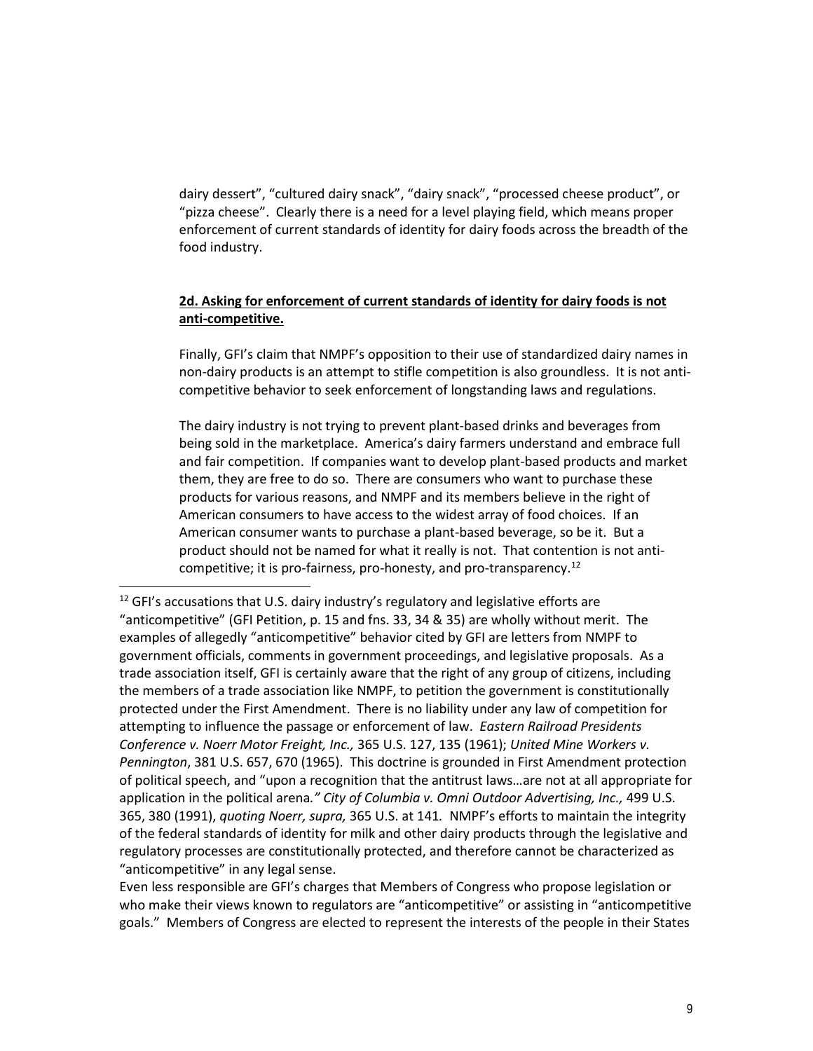dairy dessert", "cultured dairy snack", "dairy snack", "processed cheese product", or "pizza cheese". Clearly there is a need for a level playing field, which means proper enforcement of current standards of identity for dairy foods across the breadth of the food industry.

**2d. Asking for enforcement of current standards of identity for dairy foods is not anti-competitive.**

Finally, GFI's claim that NMPF's opposition to their use of standardized dairy names in non-dairy products is an attempt to stifle competition is also groundless. It is not anti-competitive behavior to seek enforcement of longstanding laws and regulations.

The dairy industry is not trying to prevent plant-based drinks and beverages from being sold in the marketplace. America's dairy farmers understand and embrace full and fair competition. If companies want to develop plant-based products and market them, they are free to do so. There are consumers who want to purchase these products for various reasons, and NMPF and its members believe in the right of American consumers to have access to the widest array of food choices. If an American consumer wants to purchase a plant-based beverage, so be it. But a product should not be named for what it really is not. That contention is not anti-competitive; it is pro-fairness, pro-honesty, and pro-transparency.[12]

---

[12] GFI's accusations that U.S. dairy industry's regulatory and legislative efforts are "anticompetitive" (GFI Petition, p. 15 and fns. 33, 34 & 35) are wholly without merit. The examples of allegedly "anticompetitive" behavior cited by GFI are letters from NMPF to government officials, comments in government proceedings, and legislative proposals. As a trade association itself, GFI is certainly aware that the right of any group of citizens, including the members of a trade association like NMPF, to petition the government is constitutionally protected under the First Amendment. There is no liability under any law of competition for attempting to influence the passage or enforcement of law. *Eastern Railroad Presidents Conference v. Noerr Motor Freight, Inc.,* 365 U.S. 127, 135 (1961); *United Mine Workers v. Pennington*, 381 U.S. 657, 670 (1965). This doctrine is grounded in First Amendment protection of political speech, and "upon a recognition that the antitrust laws…are not at all appropriate for application in the political arena*." City of Columbia v. Omni Outdoor Advertising, Inc.,* 499 U.S. 365, 380 (1991), *quoting Noerr, supra,* 365 U.S. at 141*.* NMPF's efforts to maintain the integrity of the federal standards of identity for milk and other dairy products through the legislative and regulatory processes are constitutionally protected, and therefore cannot be characterized as "anticompetitive" in any legal sense.

Even less responsible are GFI's charges that Members of Congress who propose legislation or who make their views known to regulators are "anticompetitive" or assisting in "anticompetitive goals." Members of Congress are elected to represent the interests of the people in their States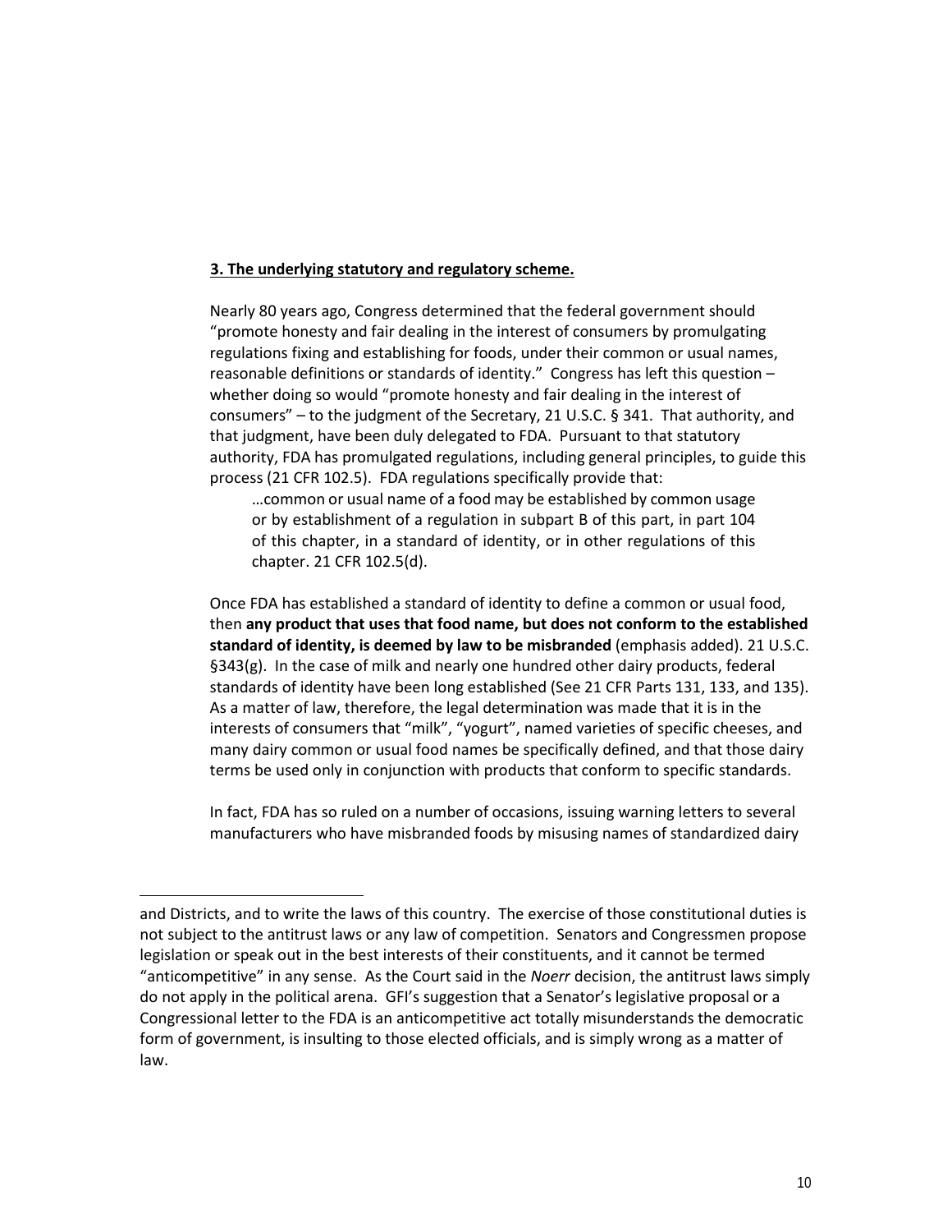**3. The underlying statutory and regulatory scheme.**

Nearly 80 years ago, Congress determined that the federal government should "promote honesty and fair dealing in the interest of consumers by promulgating regulations fixing and establishing for foods, under their common or usual names, reasonable definitions or standards of identity." Congress has left this question – whether doing so would "promote honesty and fair dealing in the interest of consumers" – to the judgment of the Secretary, 21 U.S.C. § 341. That authority, and that judgment, have been duly delegated to FDA. Pursuant to that statutory authority, FDA has promulgated regulations, including general principles, to guide this process (21 CFR 102.5). FDA regulations specifically provide that:

> …common or usual name of a food may be established by common usage or by establishment of a regulation in subpart B of this part, in part 104 of this chapter, in a standard of identity, or in other regulations of this chapter. 21 CFR 102.5(d).

Once FDA has established a standard of identity to define a common or usual food, then **any product that uses that food name, but does not conform to the established standard of identity, is deemed by law to be misbranded** (emphasis added). 21 U.S.C. §343(g). In the case of milk and nearly one hundred other dairy products, federal standards of identity have been long established (See 21 CFR Parts 131, 133, and 135). As a matter of law, therefore, the legal determination was made that it is in the interests of consumers that "milk", "yogurt", named varieties of specific cheeses, and many dairy common or usual food names be specifically defined, and that those dairy terms be used only in conjunction with products that conform to specific standards.

In fact, FDA has so ruled on a number of occasions, issuing warning letters to several manufacturers who have misbranded foods by misusing names of standardized dairy

---

and Districts, and to write the laws of this country. The exercise of those constitutional duties is not subject to the antitrust laws or any law of competition. Senators and Congressmen propose legislation or speak out in the best interests of their constituents, and it cannot be termed "anticompetitive" in any sense. As the Court said in the *Noerr* decision, the antitrust laws simply do not apply in the political arena. GFI's suggestion that a Senator's legislative proposal or a Congressional letter to the FDA is an anticompetitive act totally misunderstands the democratic form of government, is insulting to those elected officials, and is simply wrong as a matter of law.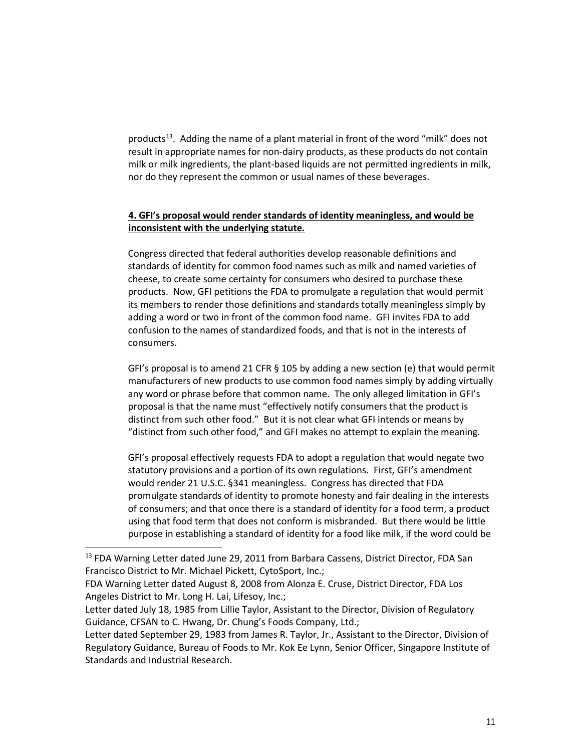products[13]. Adding the name of a plant material in front of the word "milk" does not result in appropriate names for non-dairy products, as these products do not contain milk or milk ingredients, the plant-based liquids are not permitted ingredients in milk, nor do they represent the common or usual names of these beverages.

**4. GFI's proposal would render standards of identity meaningless, and would be inconsistent with the underlying statute.**

Congress directed that federal authorities develop reasonable definitions and standards of identity for common food names such as milk and named varieties of cheese, to create some certainty for consumers who desired to purchase these products. Now, GFI petitions the FDA to promulgate a regulation that would permit its members to render those definitions and standards totally meaningless simply by adding a word or two in front of the common food name. GFI invites FDA to add confusion to the names of standardized foods, and that is not in the interests of consumers.

GFI's proposal is to amend 21 CFR § 105 by adding a new section (e) that would permit manufacturers of new products to use common food names simply by adding virtually any word or phrase before that common name. The only alleged limitation in GFI's proposal is that the name must "effectively notify consumers that the product is distinct from such other food." But it is not clear what GFI intends or means by "distinct from such other food," and GFI makes no attempt to explain the meaning.

GFI's proposal effectively requests FDA to adopt a regulation that would negate two statutory provisions and a portion of its own regulations. First, GFI's amendment would render 21 U.S.C. §341 meaningless. Congress has directed that FDA promulgate standards of identity to promote honesty and fair dealing in the interests of consumers; and that once there is a standard of identity for a food term, a product using that food term that does not conform is misbranded. But there would be little purpose in establishing a standard of identity for a food like milk, if the word could be

---

[13] FDA Warning Letter dated June 29, 2011 from Barbara Cassens, District Director, FDA San Francisco District to Mr. Michael Pickett, CytoSport, Inc.;
FDA Warning Letter dated August 8, 2008 from Alonza E. Cruse, District Director, FDA Los Angeles District to Mr. Long H. Lai, Lifesoy, Inc.;
Letter dated July 18, 1985 from Lillie Taylor, Assistant to the Director, Division of Regulatory Guidance, CFSAN to C. Hwang, Dr. Chung's Foods Company, Ltd.;
Letter dated September 29, 1983 from James R. Taylor, Jr., Assistant to the Director, Division of Regulatory Guidance, Bureau of Foods to Mr. Kok Ee Lynn, Senior Officer, Singapore Institute of Standards and Industrial Research.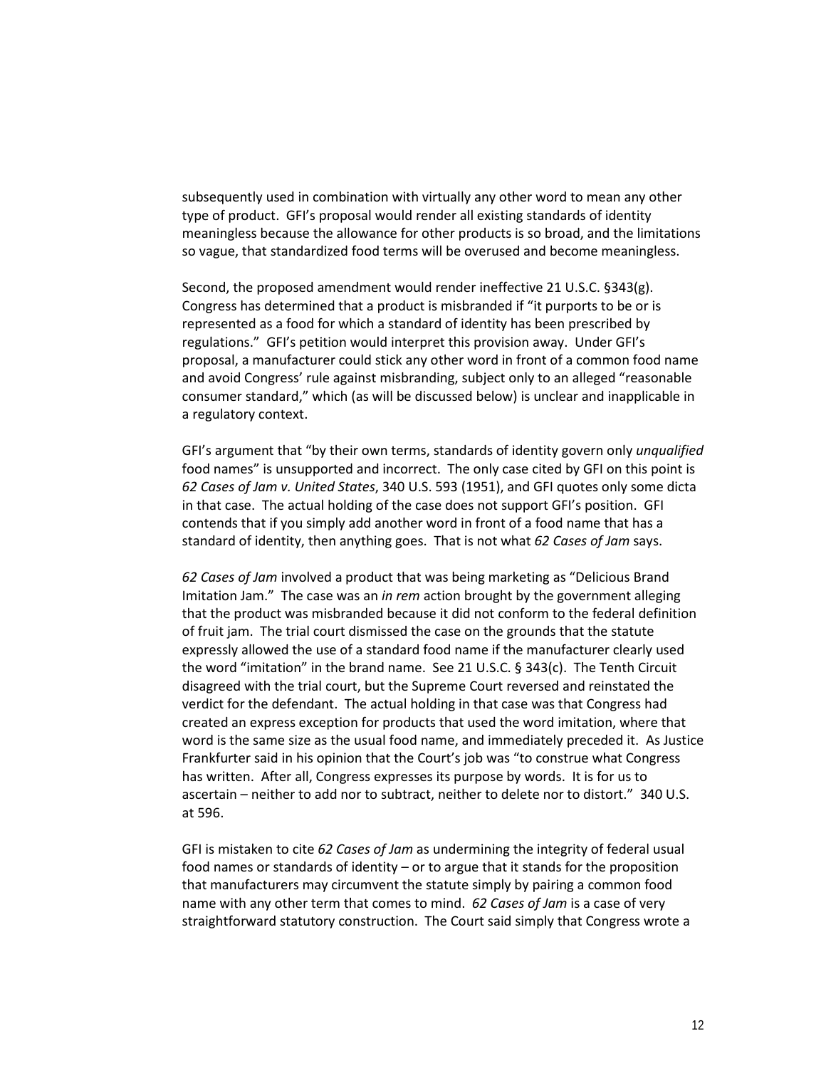subsequently used in combination with virtually any other word to mean any other type of product. GFI's proposal would render all existing standards of identity meaningless because the allowance for other products is so broad, and the limitations so vague, that standardized food terms will be overused and become meaningless.

Second, the proposed amendment would render ineffective 21 U.S.C. §343(g). Congress has determined that a product is misbranded if "it purports to be or is represented as a food for which a standard of identity has been prescribed by regulations." GFI's petition would interpret this provision away. Under GFI's proposal, a manufacturer could stick any other word in front of a common food name and avoid Congress' rule against misbranding, subject only to an alleged "reasonable consumer standard," which (as will be discussed below) is unclear and inapplicable in a regulatory context.

GFI's argument that "by their own terms, standards of identity govern only *unqualified* food names" is unsupported and incorrect. The only case cited by GFI on this point is *62 Cases of Jam v. United States*, 340 U.S. 593 (1951), and GFI quotes only some dicta in that case. The actual holding of the case does not support GFI's position. GFI contends that if you simply add another word in front of a food name that has a standard of identity, then anything goes. That is not what *62 Cases of Jam* says.

*62 Cases of Jam* involved a product that was being marketing as "Delicious Brand Imitation Jam." The case was an *in rem* action brought by the government alleging that the product was misbranded because it did not conform to the federal definition of fruit jam. The trial court dismissed the case on the grounds that the statute expressly allowed the use of a standard food name if the manufacturer clearly used the word "imitation" in the brand name. See 21 U.S.C. § 343(c). The Tenth Circuit disagreed with the trial court, but the Supreme Court reversed and reinstated the verdict for the defendant. The actual holding in that case was that Congress had created an express exception for products that used the word imitation, where that word is the same size as the usual food name, and immediately preceded it. As Justice Frankfurter said in his opinion that the Court's job was "to construe what Congress has written. After all, Congress expresses its purpose by words. It is for us to ascertain – neither to add nor to subtract, neither to delete nor to distort." 340 U.S. at 596.

GFI is mistaken to cite *62 Cases of Jam* as undermining the integrity of federal usual food names or standards of identity – or to argue that it stands for the proposition that manufacturers may circumvent the statute simply by pairing a common food name with any other term that comes to mind. *62 Cases of Jam* is a case of very straightforward statutory construction. The Court said simply that Congress wrote a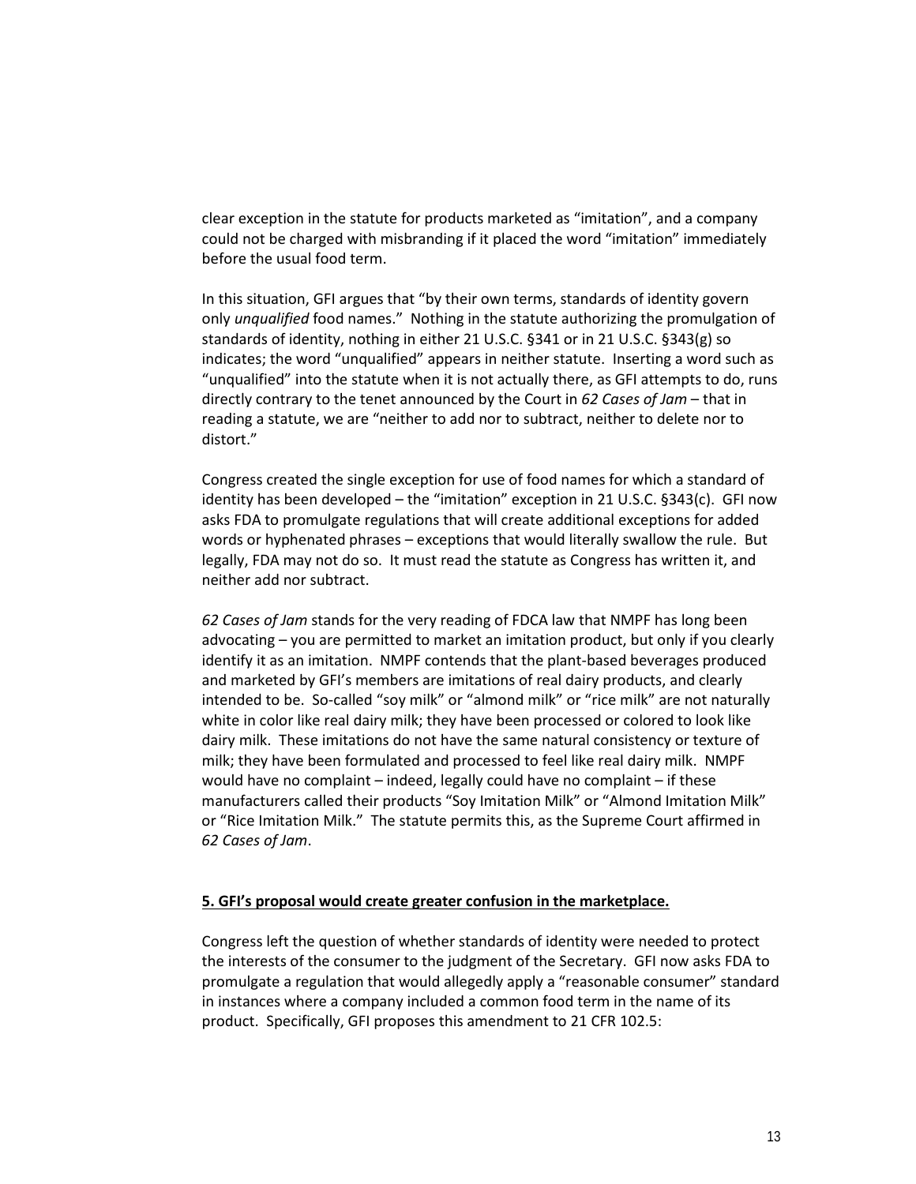clear exception in the statute for products marketed as "imitation", and a company could not be charged with misbranding if it placed the word "imitation" immediately before the usual food term.

In this situation, GFI argues that "by their own terms, standards of identity govern only *unqualified* food names." Nothing in the statute authorizing the promulgation of standards of identity, nothing in either 21 U.S.C. §341 or in 21 U.S.C. §343(g) so indicates; the word "unqualified" appears in neither statute. Inserting a word such as "unqualified" into the statute when it is not actually there, as GFI attempts to do, runs directly contrary to the tenet announced by the Court in *62 Cases of Jam* – that in reading a statute, we are "neither to add nor to subtract, neither to delete nor to distort."

Congress created the single exception for use of food names for which a standard of identity has been developed – the "imitation" exception in 21 U.S.C. §343(c). GFI now asks FDA to promulgate regulations that will create additional exceptions for added words or hyphenated phrases – exceptions that would literally swallow the rule. But legally, FDA may not do so. It must read the statute as Congress has written it, and neither add nor subtract.

*62 Cases of Jam* stands for the very reading of FDCA law that NMPF has long been advocating – you are permitted to market an imitation product, but only if you clearly identify it as an imitation. NMPF contends that the plant-based beverages produced and marketed by GFI's members are imitations of real dairy products, and clearly intended to be. So-called "soy milk" or "almond milk" or "rice milk" are not naturally white in color like real dairy milk; they have been processed or colored to look like dairy milk. These imitations do not have the same natural consistency or texture of milk; they have been formulated and processed to feel like real dairy milk. NMPF would have no complaint – indeed, legally could have no complaint – if these manufacturers called their products "Soy Imitation Milk" or "Almond Imitation Milk" or "Rice Imitation Milk." The statute permits this, as the Supreme Court affirmed in *62 Cases of Jam*.

**5. GFI's proposal would create greater confusion in the marketplace.**

Congress left the question of whether standards of identity were needed to protect the interests of the consumer to the judgment of the Secretary. GFI now asks FDA to promulgate a regulation that would allegedly apply a "reasonable consumer" standard in instances where a company included a common food term in the name of its product. Specifically, GFI proposes this amendment to 21 CFR 102.5: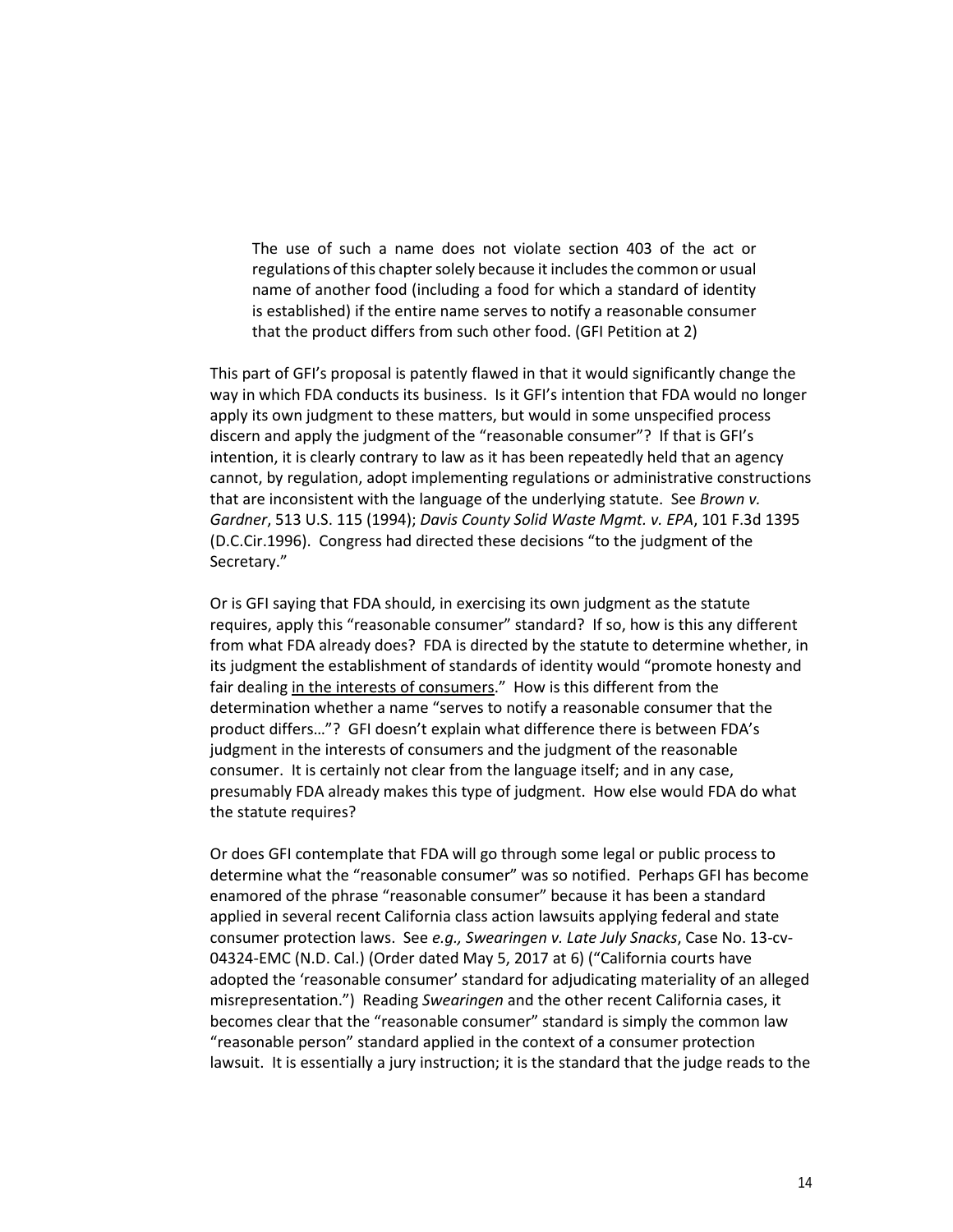> The use of such a name does not violate section 403 of the act or regulations of this chapter solely because it includes the common or usual name of another food (including a food for which a standard of identity is established) if the entire name serves to notify a reasonable consumer that the product differs from such other food. (GFI Petition at 2)

This part of GFI's proposal is patently flawed in that it would significantly change the way in which FDA conducts its business. Is it GFI's intention that FDA would no longer apply its own judgment to these matters, but would in some unspecified process discern and apply the judgment of the "reasonable consumer"? If that is GFI's intention, it is clearly contrary to law as it has been repeatedly held that an agency cannot, by regulation, adopt implementing regulations or administrative constructions that are inconsistent with the language of the underlying statute. See *Brown v. Gardner*, 513 U.S. 115 (1994); *Davis County Solid Waste Mgmt. v. EPA*, 101 F.3d 1395 (D.C.Cir.1996). Congress had directed these decisions "to the judgment of the Secretary."

Or is GFI saying that FDA should, in exercising its own judgment as the statute requires, apply this "reasonable consumer" standard? If so, how is this any different from what FDA already does? FDA is directed by the statute to determine whether, in its judgment the establishment of standards of identity would "promote honesty and fair dealing <u>in the interests of consumers</u>." How is this different from the determination whether a name "serves to notify a reasonable consumer that the product differs…"? GFI doesn't explain what difference there is between FDA's judgment in the interests of consumers and the judgment of the reasonable consumer. It is certainly not clear from the language itself; and in any case, presumably FDA already makes this type of judgment. How else would FDA do what the statute requires?

Or does GFI contemplate that FDA will go through some legal or public process to determine what the "reasonable consumer" was so notified. Perhaps GFI has become enamored of the phrase "reasonable consumer" because it has been a standard applied in several recent California class action lawsuits applying federal and state consumer protection laws. See *e.g., Swearingen v. Late July Snacks*, Case No. 13-cv-04324-EMC (N.D. Cal.) (Order dated May 5, 2017 at 6) ("California courts have adopted the 'reasonable consumer' standard for adjudicating materiality of an alleged misrepresentation.") Reading *Swearingen* and the other recent California cases, it becomes clear that the "reasonable consumer" standard is simply the common law "reasonable person" standard applied in the context of a consumer protection lawsuit. It is essentially a jury instruction; it is the standard that the judge reads to the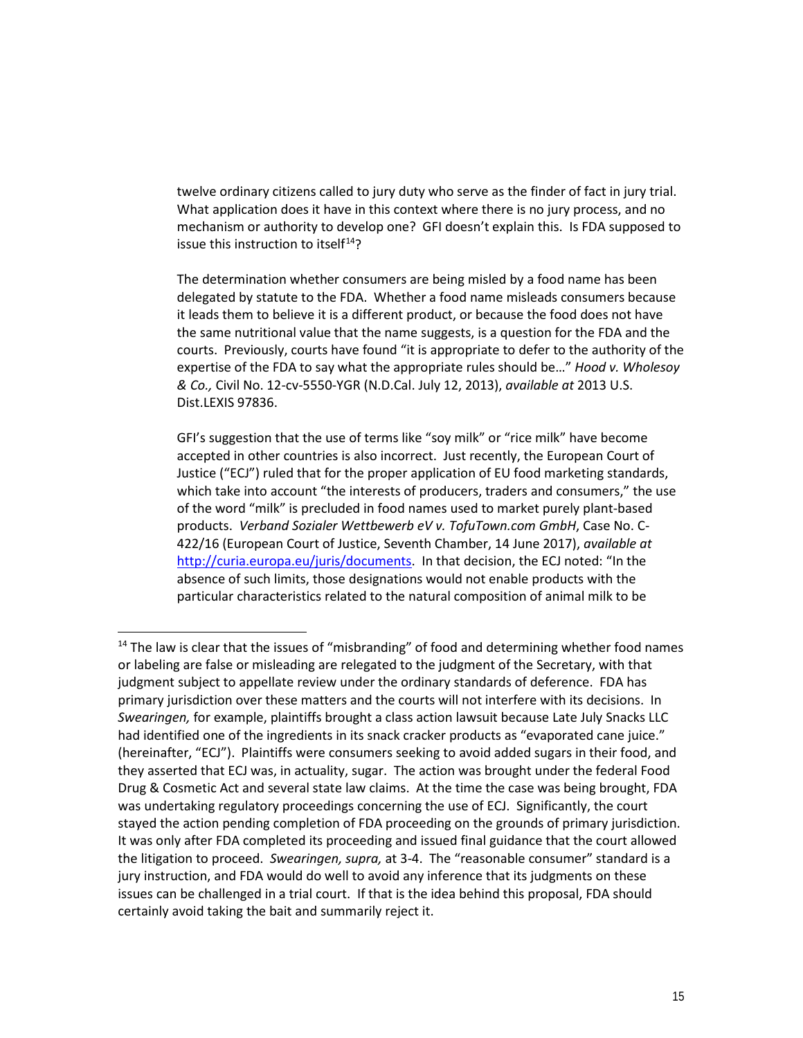twelve ordinary citizens called to jury duty who serve as the finder of fact in jury trial. What application does it have in this context where there is no jury process, and no mechanism or authority to develop one? GFI doesn't explain this. Is FDA supposed to issue this instruction to itself[14]?

The determination whether consumers are being misled by a food name has been delegated by statute to the FDA. Whether a food name misleads consumers because it leads them to believe it is a different product, or because the food does not have the same nutritional value that the name suggests, is a question for the FDA and the courts. Previously, courts have found "it is appropriate to defer to the authority of the expertise of the FDA to say what the appropriate rules should be…" *Hood v. Wholesoy & Co.,* Civil No. 12-cv-5550-YGR (N.D.Cal. July 12, 2013), *available at* 2013 U.S. Dist.LEXIS 97836.

GFI's suggestion that the use of terms like "soy milk" or "rice milk" have become accepted in other countries is also incorrect. Just recently, the European Court of Justice ("ECJ") ruled that for the proper application of EU food marketing standards, which take into account "the interests of producers, traders and consumers," the use of the word "milk" is precluded in food names used to market purely plant-based products. *Verband Sozialer Wettbewerb eV v. TofuTown.com GmbH*, Case No. C-422/16 (European Court of Justice, Seventh Chamber, 14 June 2017), *available at* http://curia.europa.eu/juris/documents. In that decision, the ECJ noted: "In the absence of such limits, those designations would not enable products with the particular characteristics related to the natural composition of animal milk to be

---

[14] The law is clear that the issues of "misbranding" of food and determining whether food names or labeling are false or misleading are relegated to the judgment of the Secretary, with that judgment subject to appellate review under the ordinary standards of deference. FDA has primary jurisdiction over these matters and the courts will not interfere with its decisions. In *Swearingen,* for example, plaintiffs brought a class action lawsuit because Late July Snacks LLC had identified one of the ingredients in its snack cracker products as "evaporated cane juice." (hereinafter, "ECJ"). Plaintiffs were consumers seeking to avoid added sugars in their food, and they asserted that ECJ was, in actuality, sugar. The action was brought under the federal Food Drug & Cosmetic Act and several state law claims. At the time the case was being brought, FDA was undertaking regulatory proceedings concerning the use of ECJ. Significantly, the court stayed the action pending completion of FDA proceeding on the grounds of primary jurisdiction. It was only after FDA completed its proceeding and issued final guidance that the court allowed the litigation to proceed. *Swearingen, supra,* at 3-4. The "reasonable consumer" standard is a jury instruction, and FDA would do well to avoid any inference that its judgments on these issues can be challenged in a trial court. If that is the idea behind this proposal, FDA should certainly avoid taking the bait and summarily reject it.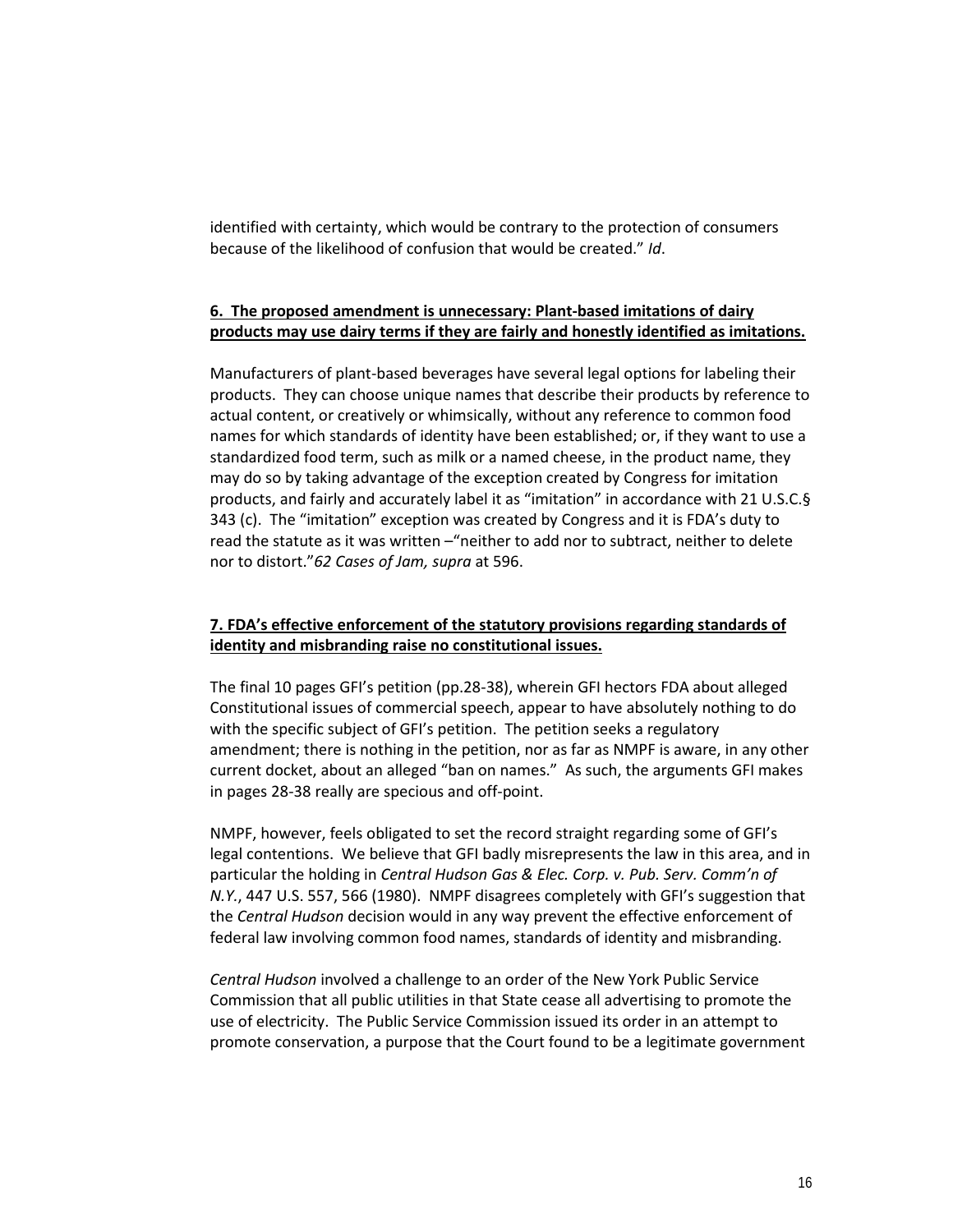identified with certainty, which would be contrary to the protection of consumers because of the likelihood of confusion that would be created." *Id*.

**6. The proposed amendment is unnecessary: Plant-based imitations of dairy products may use dairy terms if they are fairly and honestly identified as imitations.**

Manufacturers of plant-based beverages have several legal options for labeling their products. They can choose unique names that describe their products by reference to actual content, or creatively or whimsically, without any reference to common food names for which standards of identity have been established; or, if they want to use a standardized food term, such as milk or a named cheese, in the product name, they may do so by taking advantage of the exception created by Congress for imitation products, and fairly and accurately label it as "imitation" in accordance with 21 U.S.C.§ 343 (c). The "imitation" exception was created by Congress and it is FDA's duty to read the statute as it was written –"neither to add nor to subtract, neither to delete nor to distort."*62 Cases of Jam, supra* at 596.

**7. FDA's effective enforcement of the statutory provisions regarding standards of identity and misbranding raise no constitutional issues.**

The final 10 pages GFI's petition (pp.28-38), wherein GFI hectors FDA about alleged Constitutional issues of commercial speech, appear to have absolutely nothing to do with the specific subject of GFI's petition. The petition seeks a regulatory amendment; there is nothing in the petition, nor as far as NMPF is aware, in any other current docket, about an alleged "ban on names." As such, the arguments GFI makes in pages 28-38 really are specious and off-point.

NMPF, however, feels obligated to set the record straight regarding some of GFI's legal contentions. We believe that GFI badly misrepresents the law in this area, and in particular the holding in *Central Hudson Gas & Elec. Corp. v. Pub. Serv. Comm'n of N.Y.*, 447 U.S. 557, 566 (1980). NMPF disagrees completely with GFI's suggestion that the *Central Hudson* decision would in any way prevent the effective enforcement of federal law involving common food names, standards of identity and misbranding.

*Central Hudson* involved a challenge to an order of the New York Public Service Commission that all public utilities in that State cease all advertising to promote the use of electricity. The Public Service Commission issued its order in an attempt to promote conservation, a purpose that the Court found to be a legitimate government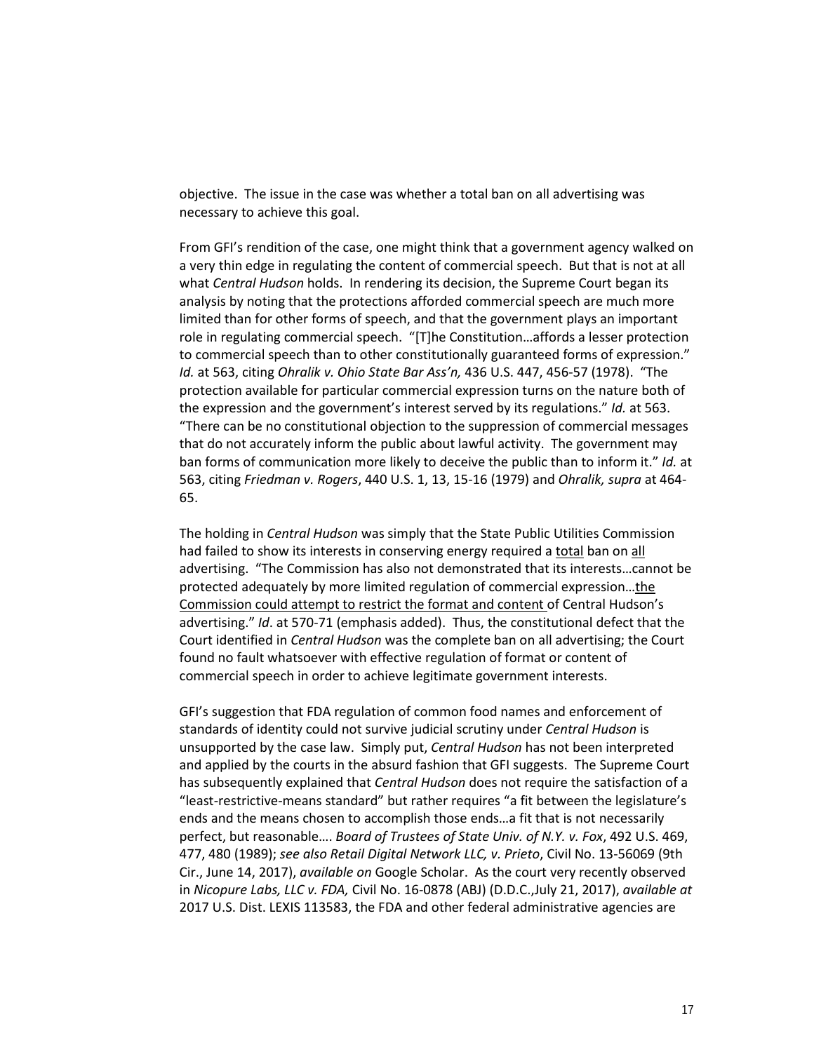objective. The issue in the case was whether a total ban on all advertising was necessary to achieve this goal.

From GFI's rendition of the case, one might think that a government agency walked on a very thin edge in regulating the content of commercial speech. But that is not at all what *Central Hudson* holds. In rendering its decision, the Supreme Court began its analysis by noting that the protections afforded commercial speech are much more limited than for other forms of speech, and that the government plays an important role in regulating commercial speech. "[T]he Constitution…affords a lesser protection to commercial speech than to other constitutionally guaranteed forms of expression." *Id.* at 563, citing *Ohralik v. Ohio State Bar Ass'n,* 436 U.S. 447, 456-57 (1978). "The protection available for particular commercial expression turns on the nature both of the expression and the government's interest served by its regulations." *Id.* at 563. "There can be no constitutional objection to the suppression of commercial messages that do not accurately inform the public about lawful activity. The government may ban forms of communication more likely to deceive the public than to inform it." *Id.* at 563, citing *Friedman v. Rogers*, 440 U.S. 1, 13, 15-16 (1979) and *Ohralik, supra* at 464-65.

The holding in *Central Hudson* was simply that the State Public Utilities Commission had failed to show its interests in conserving energy required a <u>total</u> ban on <u>all</u> advertising. "The Commission has also not demonstrated that its interests…cannot be protected adequately by more limited regulation of commercial expression…<u>the Commission could attempt to restrict the format and content</u> of Central Hudson's advertising." *Id*. at 570-71 (emphasis added). Thus, the constitutional defect that the Court identified in *Central Hudson* was the complete ban on all advertising; the Court found no fault whatsoever with effective regulation of format or content of commercial speech in order to achieve legitimate government interests.

GFI's suggestion that FDA regulation of common food names and enforcement of standards of identity could not survive judicial scrutiny under *Central Hudson* is unsupported by the case law. Simply put, *Central Hudson* has not been interpreted and applied by the courts in the absurd fashion that GFI suggests. The Supreme Court has subsequently explained that *Central Hudson* does not require the satisfaction of a "least-restrictive-means standard" but rather requires "a fit between the legislature's ends and the means chosen to accomplish those ends…a fit that is not necessarily perfect, but reasonable…. *Board of Trustees of State Univ. of N.Y. v. Fox*, 492 U.S. 469, 477, 480 (1989); *see also Retail Digital Network LLC, v. Prieto*, Civil No. 13-56069 (9th Cir., June 14, 2017), *available on* Google Scholar. As the court very recently observed in *Nicopure Labs, LLC v. FDA,* Civil No. 16-0878 (ABJ) (D.D.C.,July 21, 2017), *available at* 2017 U.S. Dist. LEXIS 113583, the FDA and other federal administrative agencies are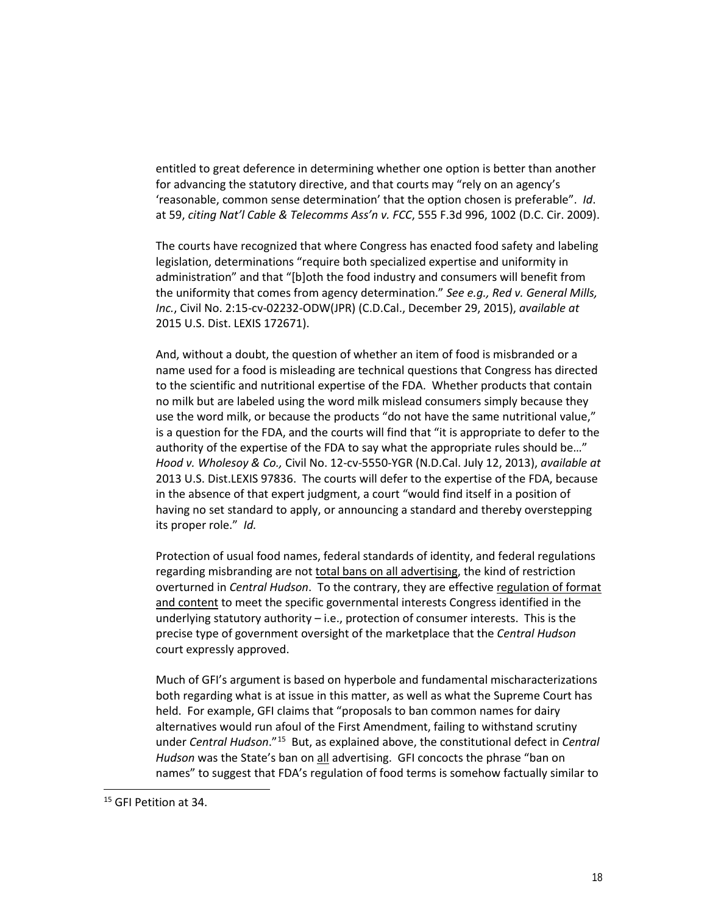entitled to great deference in determining whether one option is better than another for advancing the statutory directive, and that courts may "rely on an agency's 'reasonable, common sense determination' that the option chosen is preferable". *Id*. at 59, *citing Nat'l Cable & Telecomms Ass'n v. FCC*, 555 F.3d 996, 1002 (D.C. Cir. 2009).

The courts have recognized that where Congress has enacted food safety and labeling legislation, determinations "require both specialized expertise and uniformity in administration" and that "[b]oth the food industry and consumers will benefit from the uniformity that comes from agency determination." *See e.g., Red v. General Mills, Inc.*, Civil No. 2:15-cv-02232-ODW(JPR) (C.D.Cal., December 29, 2015), *available at* 2015 U.S. Dist. LEXIS 172671).

And, without a doubt, the question of whether an item of food is misbranded or a name used for a food is misleading are technical questions that Congress has directed to the scientific and nutritional expertise of the FDA. Whether products that contain no milk but are labeled using the word milk mislead consumers simply because they use the word milk, or because the products "do not have the same nutritional value," is a question for the FDA, and the courts will find that "it is appropriate to defer to the authority of the expertise of the FDA to say what the appropriate rules should be…" *Hood v. Wholesoy & Co.,* Civil No. 12-cv-5550-YGR (N.D.Cal. July 12, 2013), *available at* 2013 U.S. Dist.LEXIS 97836. The courts will defer to the expertise of the FDA, because in the absence of that expert judgment, a court "would find itself in a position of having no set standard to apply, or announcing a standard and thereby overstepping its proper role." *Id.*

Protection of usual food names, federal standards of identity, and federal regulations regarding misbranding are not <u>total bans on all advertising</u>, the kind of restriction overturned in *Central Hudson*. To the contrary, they are effective <u>regulation of format and content</u> to meet the specific governmental interests Congress identified in the underlying statutory authority – i.e., protection of consumer interests. This is the precise type of government oversight of the marketplace that the *Central Hudson* court expressly approved.

Much of GFI's argument is based on hyperbole and fundamental mischaracterizations both regarding what is at issue in this matter, as well as what the Supreme Court has held. For example, GFI claims that "proposals to ban common names for dairy alternatives would run afoul of the First Amendment, failing to withstand scrutiny under *Central Hudson*."[15] But, as explained above, the constitutional defect in *Central Hudson* was the State's ban on <u>all</u> advertising. GFI concocts the phrase "ban on names" to suggest that FDA's regulation of food terms is somehow factually similar to

[15] GFI Petition at 34.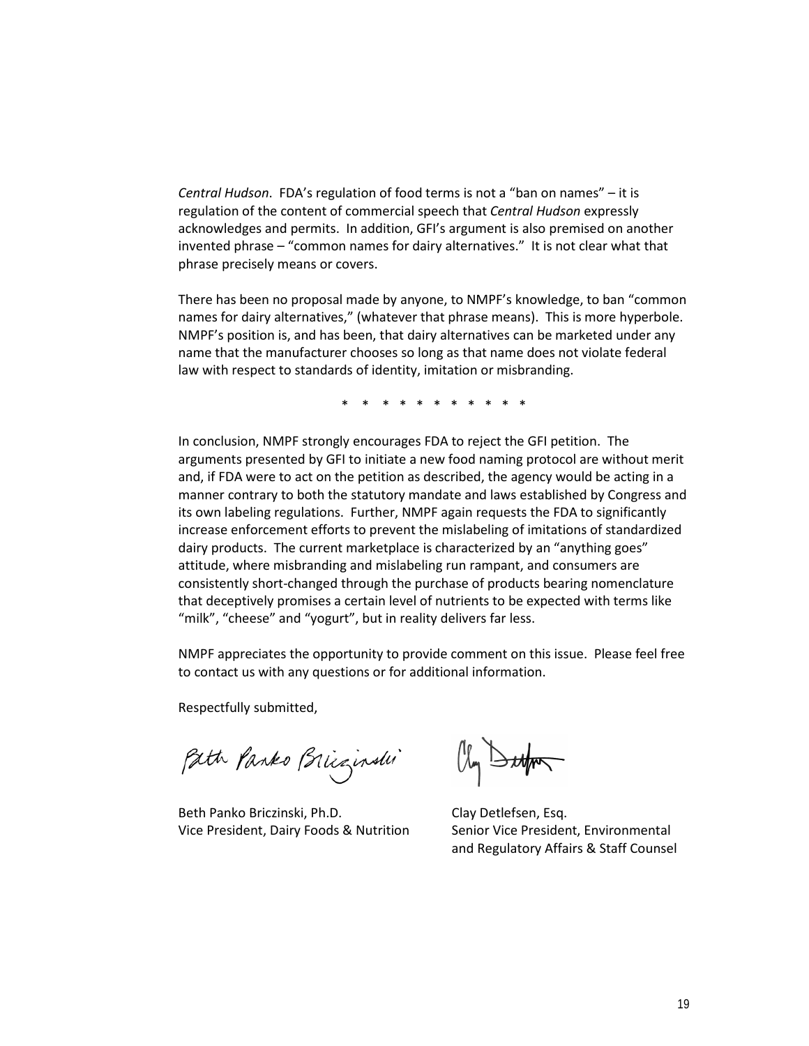*Central Hudson*. FDA's regulation of food terms is not a "ban on names" – it is regulation of the content of commercial speech that *Central Hudson* expressly acknowledges and permits. In addition, GFI's argument is also premised on another invented phrase – "common names for dairy alternatives." It is not clear what that phrase precisely means or covers.

There has been no proposal made by anyone, to NMPF's knowledge, to ban "common names for dairy alternatives," (whatever that phrase means). This is more hyperbole. NMPF's position is, and has been, that dairy alternatives can be marketed under any name that the manufacturer chooses so long as that name does not violate federal law with respect to standards of identity, imitation or misbranding.

\* \* \* \* \* \* \* \* \* \* \*

In conclusion, NMPF strongly encourages FDA to reject the GFI petition. The arguments presented by GFI to initiate a new food naming protocol are without merit and, if FDA were to act on the petition as described, the agency would be acting in a manner contrary to both the statutory mandate and laws established by Congress and its own labeling regulations. Further, NMPF again requests the FDA to significantly increase enforcement efforts to prevent the mislabeling of imitations of standardized dairy products. The current marketplace is characterized by an "anything goes" attitude, where misbranding and mislabeling run rampant, and consumers are consistently short-changed through the purchase of products bearing nomenclature that deceptively promises a certain level of nutrients to be expected with terms like "milk", "cheese" and "yogurt", but in reality delivers far less.

NMPF appreciates the opportunity to provide comment on this issue. Please feel free to contact us with any questions or for additional information.

Respectfully submitted,

Beth Panko Briczinski, Ph.D.
Vice President, Dairy Foods & Nutrition

Clay Detlefsen, Esq.
Senior Vice President, Environmental and Regulatory Affairs & Staff Counsel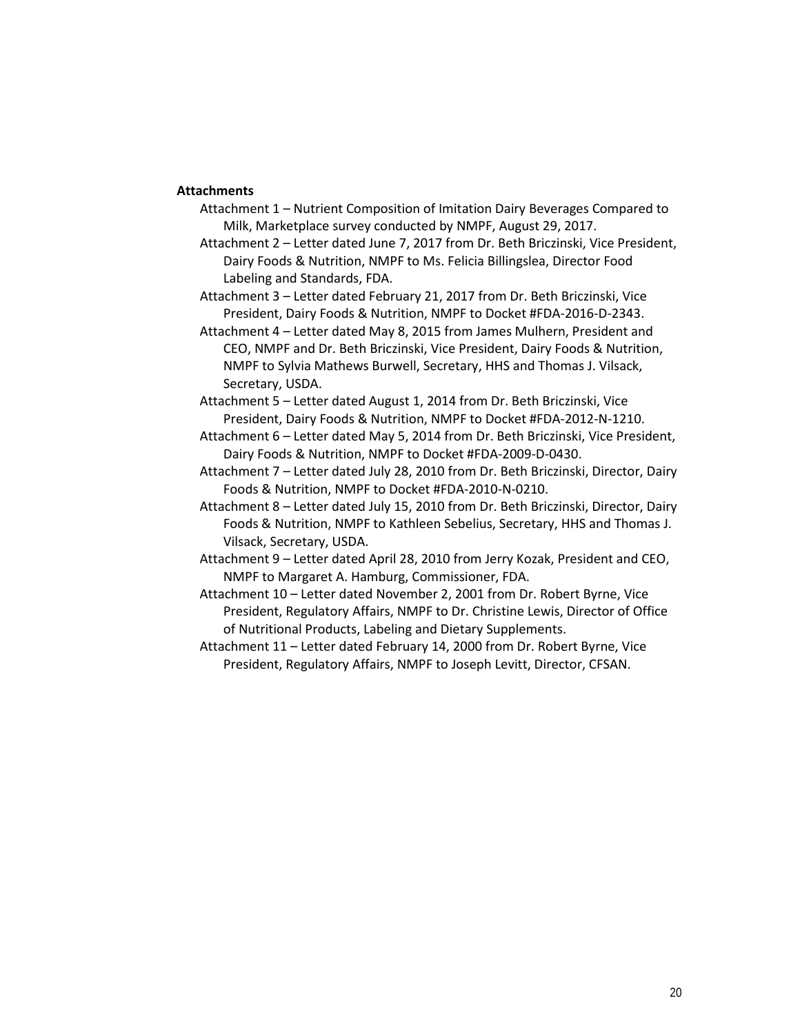**Attachments**

Attachment 1 – Nutrient Composition of Imitation Dairy Beverages Compared to Milk, Marketplace survey conducted by NMPF, August 29, 2017.

Attachment 2 – Letter dated June 7, 2017 from Dr. Beth Briczinski, Vice President, Dairy Foods & Nutrition, NMPF to Ms. Felicia Billingslea, Director Food Labeling and Standards, FDA.

Attachment 3 – Letter dated February 21, 2017 from Dr. Beth Briczinski, Vice President, Dairy Foods & Nutrition, NMPF to Docket #FDA-2016-D-2343.

Attachment 4 – Letter dated May 8, 2015 from James Mulhern, President and CEO, NMPF and Dr. Beth Briczinski, Vice President, Dairy Foods & Nutrition, NMPF to Sylvia Mathews Burwell, Secretary, HHS and Thomas J. Vilsack, Secretary, USDA.

Attachment 5 – Letter dated August 1, 2014 from Dr. Beth Briczinski, Vice President, Dairy Foods & Nutrition, NMPF to Docket #FDA-2012-N-1210.

Attachment 6 – Letter dated May 5, 2014 from Dr. Beth Briczinski, Vice President, Dairy Foods & Nutrition, NMPF to Docket #FDA-2009-D-0430.

Attachment 7 – Letter dated July 28, 2010 from Dr. Beth Briczinski, Director, Dairy Foods & Nutrition, NMPF to Docket #FDA-2010-N-0210.

Attachment 8 – Letter dated July 15, 2010 from Dr. Beth Briczinski, Director, Dairy Foods & Nutrition, NMPF to Kathleen Sebelius, Secretary, HHS and Thomas J. Vilsack, Secretary, USDA.

Attachment 9 – Letter dated April 28, 2010 from Jerry Kozak, President and CEO, NMPF to Margaret A. Hamburg, Commissioner, FDA.

Attachment 10 – Letter dated November 2, 2001 from Dr. Robert Byrne, Vice President, Regulatory Affairs, NMPF to Dr. Christine Lewis, Director of Office of Nutritional Products, Labeling and Dietary Supplements.

Attachment 11 – Letter dated February 14, 2000 from Dr. Robert Byrne, Vice President, Regulatory Affairs, NMPF to Joseph Levitt, Director, CFSAN.